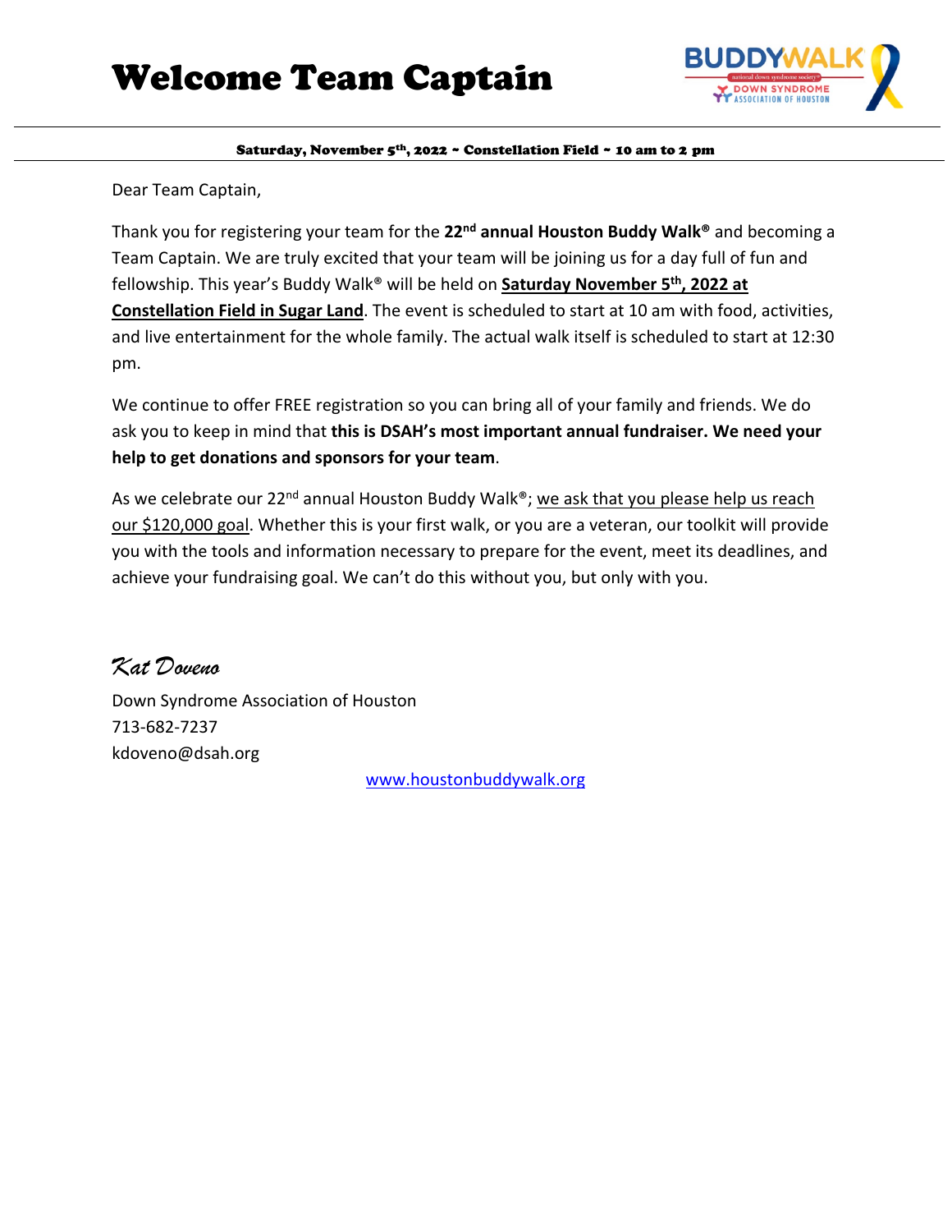# Welcome Team Captain

**Saturday, November 5th, 2022 ~ Constellation Field ~ 10 am to 2 pm**

Dear Team Captain,

Thank you for registering your team for the **22nd annual Houston Buddy Walk®** and becoming a Team Captain. We are truly excited that your team will be joining us for a day full of fun and fellowship. This year's Buddy Walk® will be held on **Saturday November 5th, 2022 at Constellation Field in Sugar Land**. The event is scheduled to start at 10 am with food, activities, and live entertainment for the whole family. The actual walk itself is scheduled to start at 12:30 pm.

We continue to offer FREE registration so you can bring all of your family and friends. We do ask you to keep in mind that **this is DSAH's most important annual fundraiser. We need your help to get donations and sponsors for your team**.

As we celebrate our 22nd annual Houston Buddy Walk®; we ask that you please help us reach our $120,000 goal. Whether this is your first walk, or you are a veteran, our toolkit will provide you with the tools and information necessary to prepare for the event, meet its deadlines, and achieve your fundraising goal. We can't do this without you, but only with you.

*Kat Doveno*

Down Syndrome Association of Houston
713-682-7237
kdoveno@dsah.org

www.houstonbuddywalk.org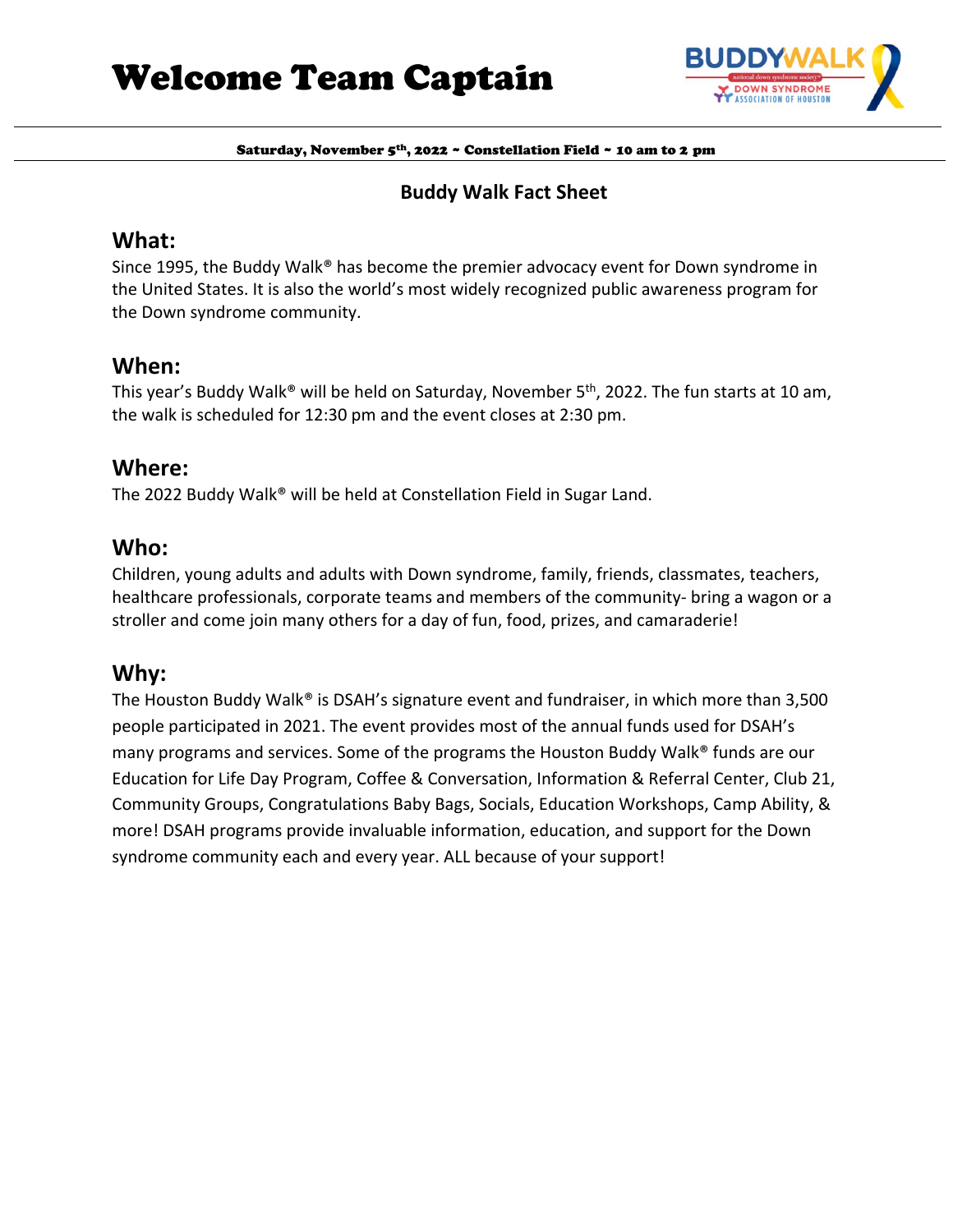# Welcome Team Captain

Saturday, November 5th, 2022 ~ Constellation Field ~ 10 am to 2 pm

## Buddy Walk Fact Sheet

### What:

Since 1995, the Buddy Walk® has become the premier advocacy event for Down syndrome in the United States. It is also the world's most widely recognized public awareness program for the Down syndrome community.

### When:

This year's Buddy Walk® will be held on Saturday, November 5th, 2022. The fun starts at 10 am, the walk is scheduled for 12:30 pm and the event closes at 2:30 pm.

### Where:

The 2022 Buddy Walk® will be held at Constellation Field in Sugar Land.

### Who:

Children, young adults and adults with Down syndrome, family, friends, classmates, teachers, healthcare professionals, corporate teams and members of the community- bring a wagon or a stroller and come join many others for a day of fun, food, prizes, and camaraderie!

### Why:

The Houston Buddy Walk® is DSAH's signature event and fundraiser, in which more than 3,500 people participated in 2021. The event provides most of the annual funds used for DSAH's many programs and services. Some of the programs the Houston Buddy Walk® funds are our Education for Life Day Program, Coffee & Conversation, Information & Referral Center, Club 21, Community Groups, Congratulations Baby Bags, Socials, Education Workshops, Camp Ability, & more! DSAH programs provide invaluable information, education, and support for the Down syndrome community each and every year. ALL because of your support!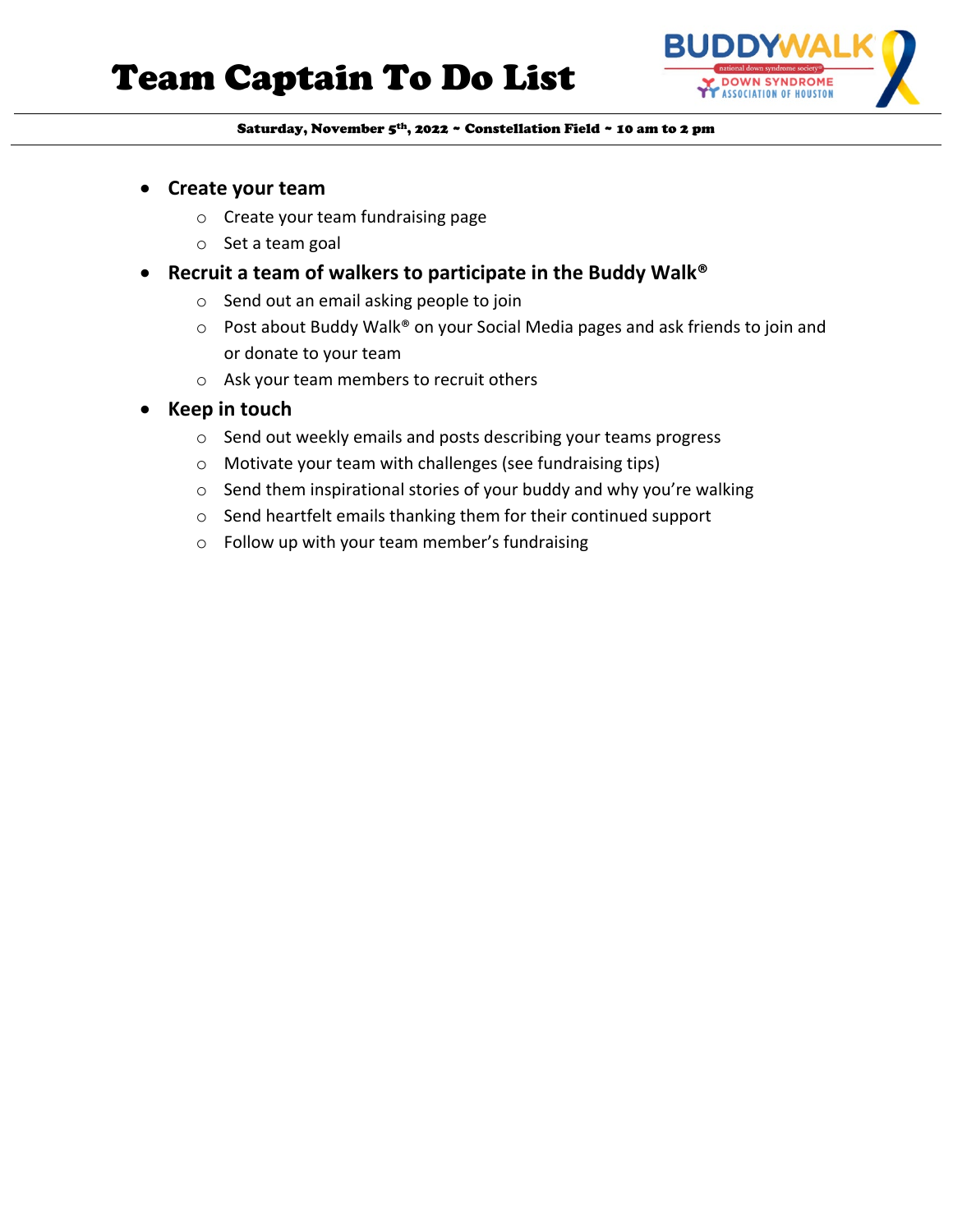# Team Captain To Do List

Saturday, November 5th, 2022 ~ Constellation Field ~ 10 am to 2 pm

- **Create your team**
  - Create your team fundraising page
  - Set a team goal
- **Recruit a team of walkers to participate in the Buddy Walk®**
  - Send out an email asking people to join
  - Post about Buddy Walk® on your Social Media pages and ask friends to join and or donate to your team
  - Ask your team members to recruit others
- **Keep in touch**
  - Send out weekly emails and posts describing your teams progress
  - Motivate your team with challenges (see fundraising tips)
  - Send them inspirational stories of your buddy and why you're walking
  - Send heartfelt emails thanking them for their continued support
  - Follow up with your team member's fundraising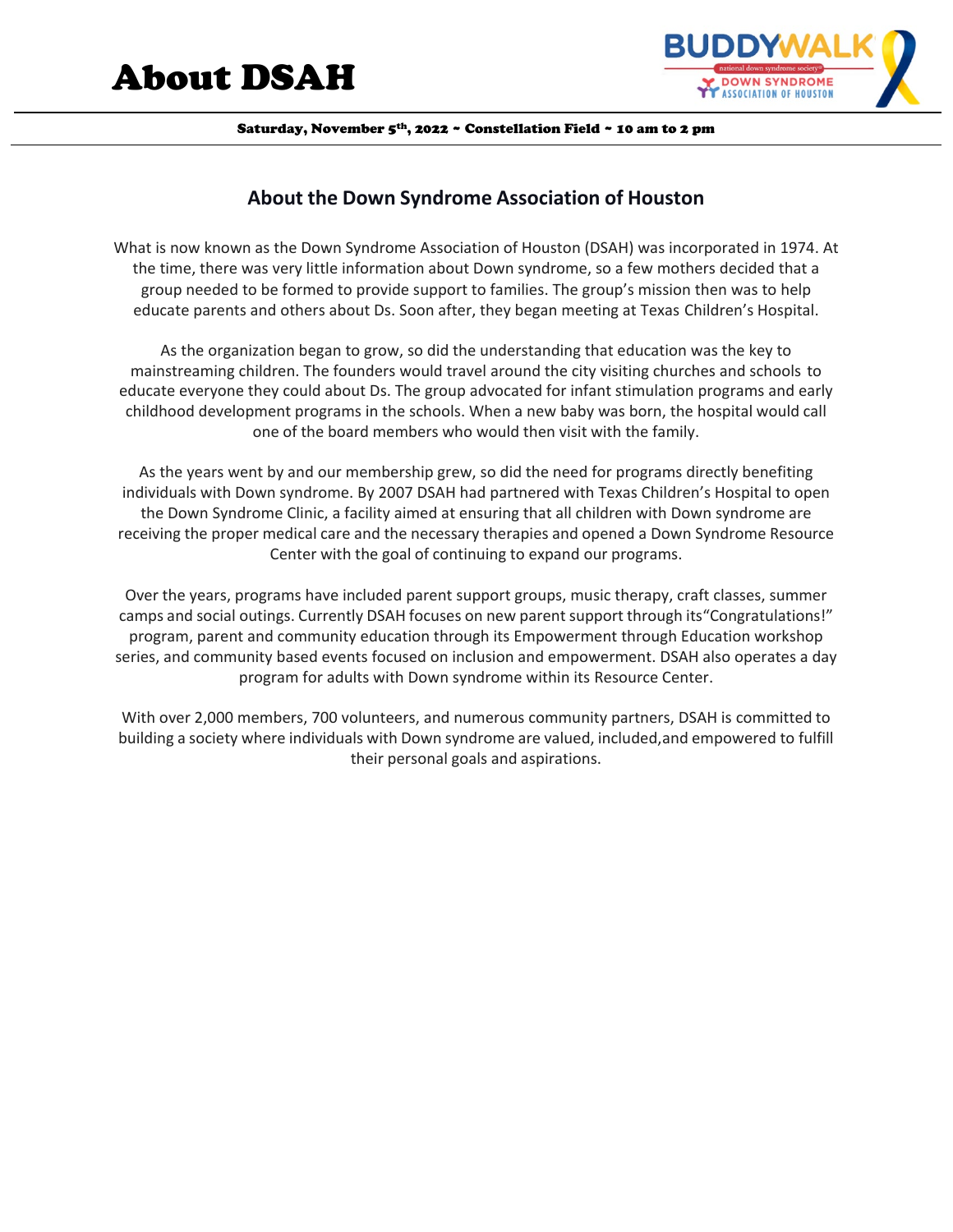# About DSAH

Saturday, November 5th, 2022 ~ Constellation Field ~ 10 am to 2 pm

## About the Down Syndrome Association of Houston

What is now known as the Down Syndrome Association of Houston (DSAH) was incorporated in 1974. At the time, there was very little information about Down syndrome, so a few mothers decided that a group needed to be formed to provide support to families. The group's mission then was to help educate parents and others about Ds. Soon after, they began meeting at Texas Children's Hospital.

As the organization began to grow, so did the understanding that education was the key to mainstreaming children. The founders would travel around the city visiting churches and schools to educate everyone they could about Ds. The group advocated for infant stimulation programs and early childhood development programs in the schools. When a new baby was born, the hospital would call one of the board members who would then visit with the family.

As the years went by and our membership grew, so did the need for programs directly benefiting individuals with Down syndrome. By 2007 DSAH had partnered with Texas Children's Hospital to open the Down Syndrome Clinic, a facility aimed at ensuring that all children with Down syndrome are receiving the proper medical care and the necessary therapies and opened a Down Syndrome Resource Center with the goal of continuing to expand our programs.

Over the years, programs have included parent support groups, music therapy, craft classes, summer camps and social outings. Currently DSAH focuses on new parent support through its"Congratulations!" program, parent and community education through its Empowerment through Education workshop series, and community based events focused on inclusion and empowerment. DSAH also operates a day program for adults with Down syndrome within its Resource Center.

With over 2,000 members, 700 volunteers, and numerous community partners, DSAH is committed to building a society where individuals with Down syndrome are valued, included,and empowered to fulfill their personal goals and aspirations.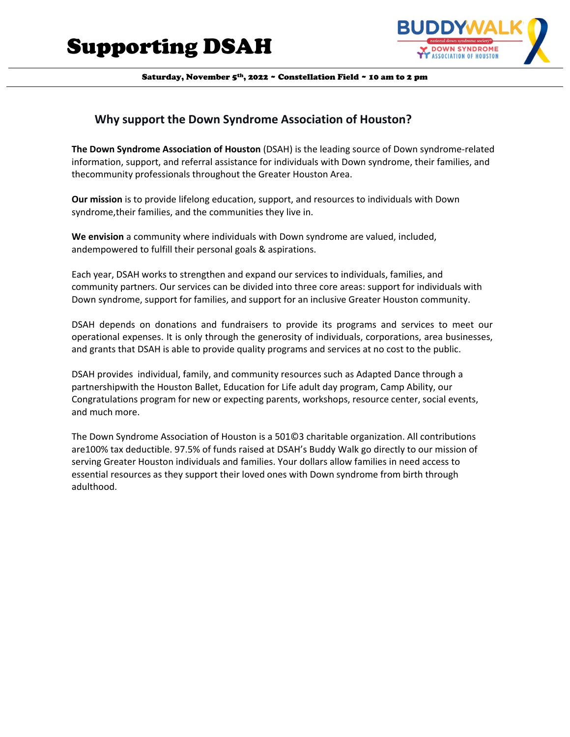# Supporting DSAH

Saturday, November 5th, 2022 ~ Constellation Field ~ 10 am to 2 pm

## Why support the Down Syndrome Association of Houston?

**The Down Syndrome Association of Houston** (DSAH) is the leading source of Down syndrome-related information, support, and referral assistance for individuals with Down syndrome, their families, and thecommunity professionals throughout the Greater Houston Area.

**Our mission** is to provide lifelong education, support, and resources to individuals with Down syndrome,their families, and the communities they live in.

**We envision** a community where individuals with Down syndrome are valued, included, andempowered to fulfill their personal goals & aspirations.

Each year, DSAH works to strengthen and expand our services to individuals, families, and community partners. Our services can be divided into three core areas: support for individuals with Down syndrome, support for families, and support for an inclusive Greater Houston community.

DSAH depends on donations and fundraisers to provide its programs and services to meet our operational expenses. It is only through the generosity of individuals, corporations, area businesses, and grants that DSAH is able to provide quality programs and services at no cost to the public.

DSAH provides individual, family, and community resources such as Adapted Dance through a partnershipwith the Houston Ballet, Education for Life adult day program, Camp Ability, our Congratulations program for new or expecting parents, workshops, resource center, social events, and much more.

The Down Syndrome Association of Houston is a 501©3 charitable organization. All contributions are100% tax deductible. 97.5% of funds raised at DSAH's Buddy Walk go directly to our mission of serving Greater Houston individuals and families. Your dollars allow families in need access to essential resources as they support their loved ones with Down syndrome from birth through adulthood.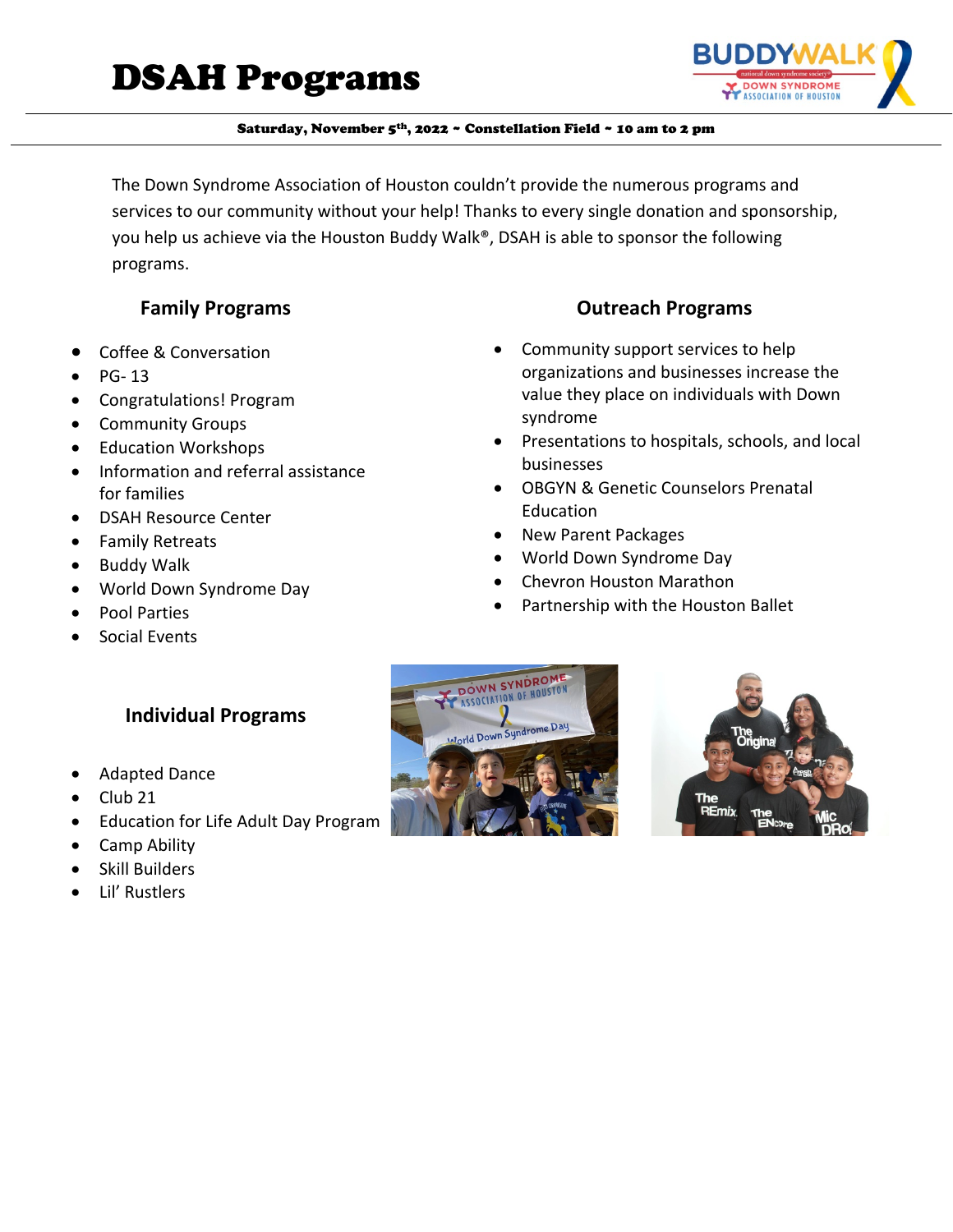# DSAH Programs

**Saturday, November 5th, 2022 ~ Constellation Field ~ 10 am to 2 pm**

The Down Syndrome Association of Houston couldn't provide the numerous programs and services to our community without your help! Thanks to every single donation and sponsorship, you help us achieve via the Houston Buddy Walk®, DSAH is able to sponsor the following programs.

## Family Programs

- Coffee & Conversation
- PG- 13
- Congratulations! Program
- Community Groups
- Education Workshops
- Information and referral assistance for families
- DSAH Resource Center
- Family Retreats
- Buddy Walk
- World Down Syndrome Day
- Pool Parties
- Social Events

## Outreach Programs

- Community support services to help organizations and businesses increase the value they place on individuals with Down syndrome
- Presentations to hospitals, schools, and local businesses
- OBGYN & Genetic Counselors Prenatal Education
- New Parent Packages
- World Down Syndrome Day
- Chevron Houston Marathon
- Partnership with the Houston Ballet

## Individual Programs

- Adapted Dance
- Club 21
- Education for Life Adult Day Program
- Camp Ability
- Skill Builders
- Lil' Rustlers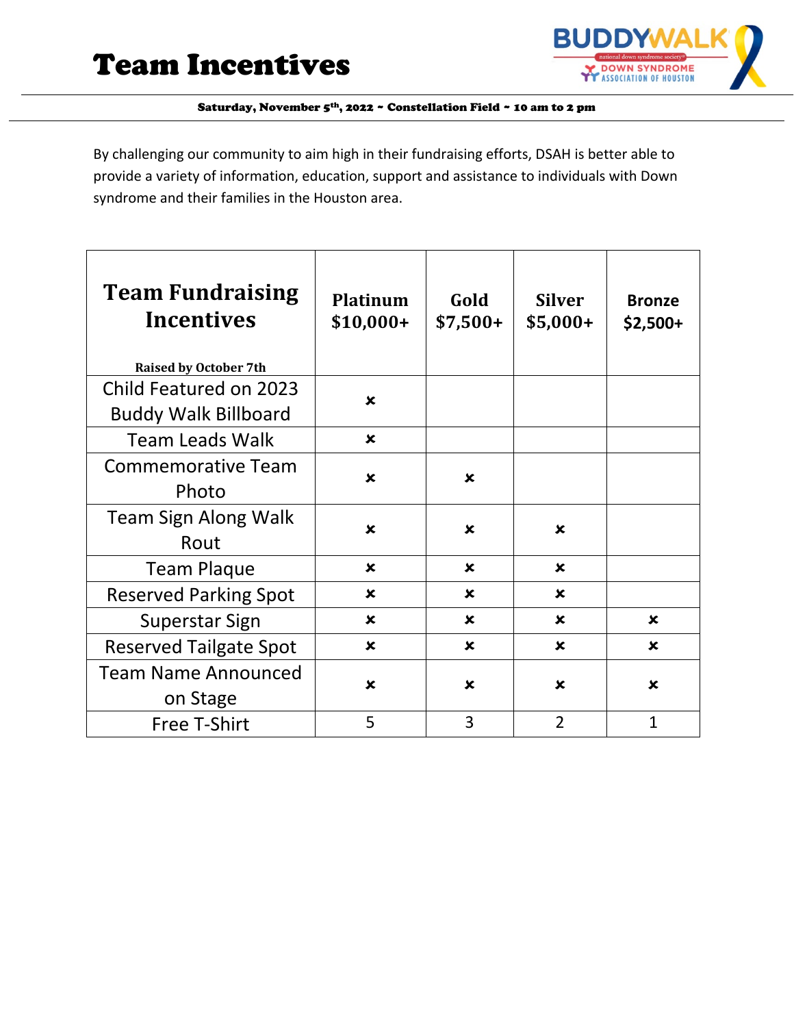# Team Incentives

Saturday, November 5th, 2022 ~ Constellation Field ~ 10 am to 2 pm

By challenging our community to aim high in their fundraising efforts, DSAH is better able to provide a variety of information, education, support and assistance to individuals with Down syndrome and their families in the Houston area.

| **Team Fundraising Incentives**<br>Raised by October 7th | **Platinum $10,000+** | **Gold $7,500+** | **Silver $5,000+** | **Bronze $2,500+** |
|---|---|---|---|---|
| Child Featured on 2023 Buddy Walk Billboard | × | | | |
| Team Leads Walk | × | | | |
| Commemorative Team Photo | × | × | | |
| Team Sign Along Walk Rout | × | × | × | |
| Team Plaque | × | × | × | |
| Reserved Parking Spot | × | × | × | |
| Superstar Sign | × | × | × | × |
| Reserved Tailgate Spot | × | × | × | × |
| Team Name Announced on Stage | × | × | × | × |
| Free T-Shirt | 5 | 3 | 2 | 1 |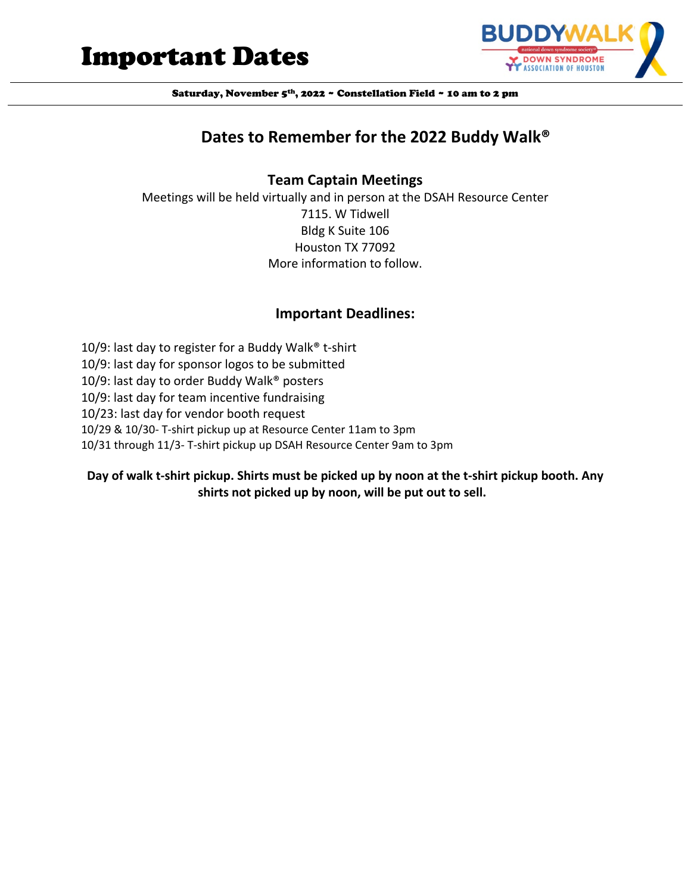# Important Dates

Saturday, November 5th, 2022 ~ Constellation Field ~ 10 am to 2 pm

## Dates to Remember for the 2022 Buddy Walk®

### Team Captain Meetings

Meetings will be held virtually and in person at the DSAH Resource Center
7115. W Tidwell
Bldg K Suite 106
Houston TX 77092
More information to follow.

### Important Deadlines:

10/9: last day to register for a Buddy Walk® t-shirt
10/9: last day for sponsor logos to be submitted
10/9: last day to order Buddy Walk® posters
10/9: last day for team incentive fundraising
10/23: last day for vendor booth request
10/29 & 10/30- T-shirt pickup up at Resource Center 11am to 3pm
10/31 through 11/3- T-shirt pickup up DSAH Resource Center 9am to 3pm

**Day of walk t-shirt pickup. Shirts must be picked up by noon at the t-shirt pickup booth. Any shirts not picked up by noon, will be put out to sell.**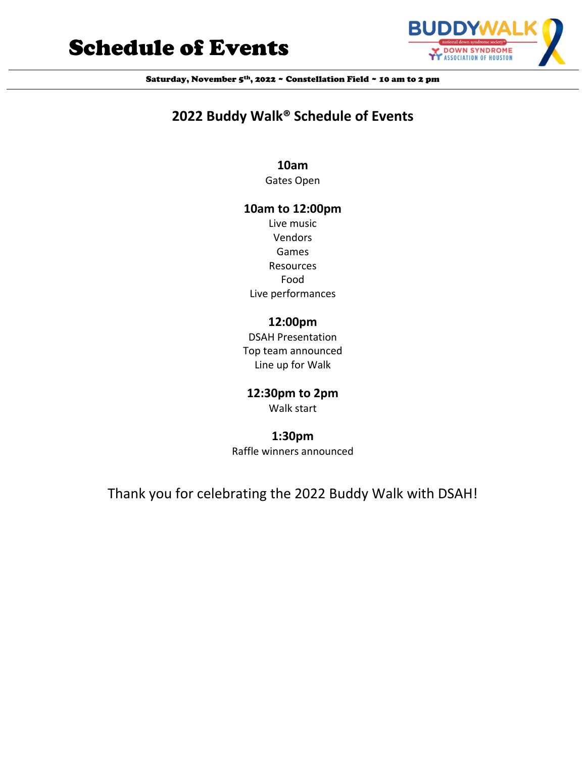# Schedule of Events

Saturday, November 5th, 2022 ~ Constellation Field ~ 10 am to 2 pm

## 2022 Buddy Walk® Schedule of Events

**10am**

Gates Open

**10am to 12:00pm**

Live music

Vendors

Games

Resources

Food

Live performances

**12:00pm**

DSAH Presentation

Top team announced

Line up for Walk

**12:30pm to 2pm**

Walk start

**1:30pm**

Raffle winners announced

Thank you for celebrating the 2022 Buddy Walk with DSAH!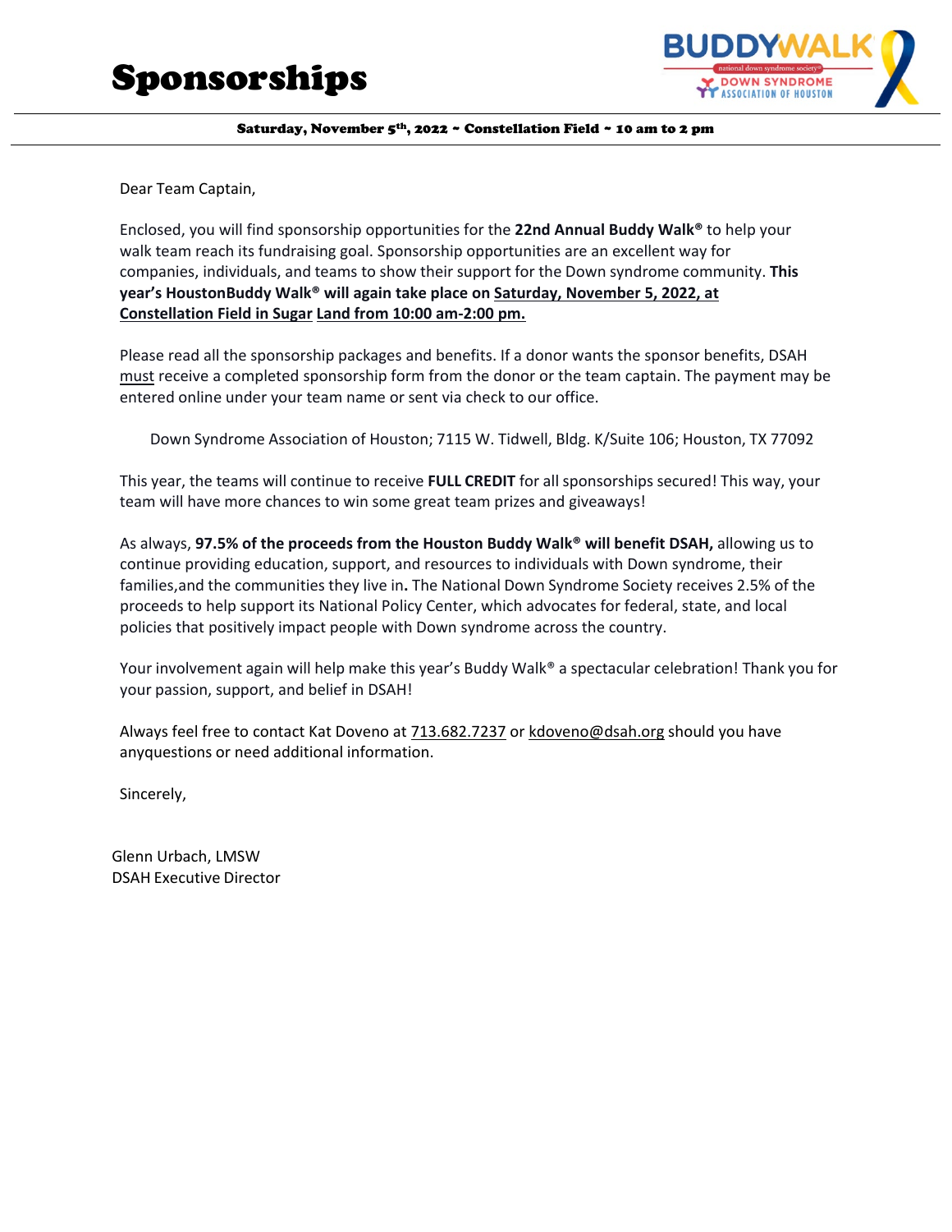# Sponsorships

BUDDYWALK
national down syndrome society
DOWN SYNDROME ASSOCIATION OF HOUSTON

**Saturday, November 5th, 2022 ~ Constellation Field ~ 10 am to 2 pm**

Dear Team Captain,

Enclosed, you will find sponsorship opportunities for the **22nd Annual Buddy Walk®** to help your walk team reach its fundraising goal. Sponsorship opportunities are an excellent way for companies, individuals, and teams to show their support for the Down syndrome community. **This year's HoustonBuddy Walk® will again take place on Saturday, November 5, 2022, at Constellation Field in Sugar Land from 10:00 am-2:00 pm.**

Please read all the sponsorship packages and benefits. If a donor wants the sponsor benefits, DSAH must receive a completed sponsorship form from the donor or the team captain. The payment may be entered online under your team name or sent via check to our office.

Down Syndrome Association of Houston; 7115 W. Tidwell, Bldg. K/Suite 106; Houston, TX 77092

This year, the teams will continue to receive **FULL CREDIT** for all sponsorships secured! This way, your team will have more chances to win some great team prizes and giveaways!

As always, **97.5% of the proceeds from the Houston Buddy Walk® will benefit DSAH,** allowing us to continue providing education, support, and resources to individuals with Down syndrome, their families,and the communities they live in**.** The National Down Syndrome Society receives 2.5% of the proceeds to help support its National Policy Center, which advocates for federal, state, and local policies that positively impact people with Down syndrome across the country.

Your involvement again will help make this year's Buddy Walk® a spectacular celebration! Thank you for your passion, support, and belief in DSAH!

Always feel free to contact Kat Doveno at 713.682.7237 or kdoveno@dsah.org should you have anyquestions or need additional information.

Sincerely,

Glenn Urbach, LMSW
DSAH Executive Director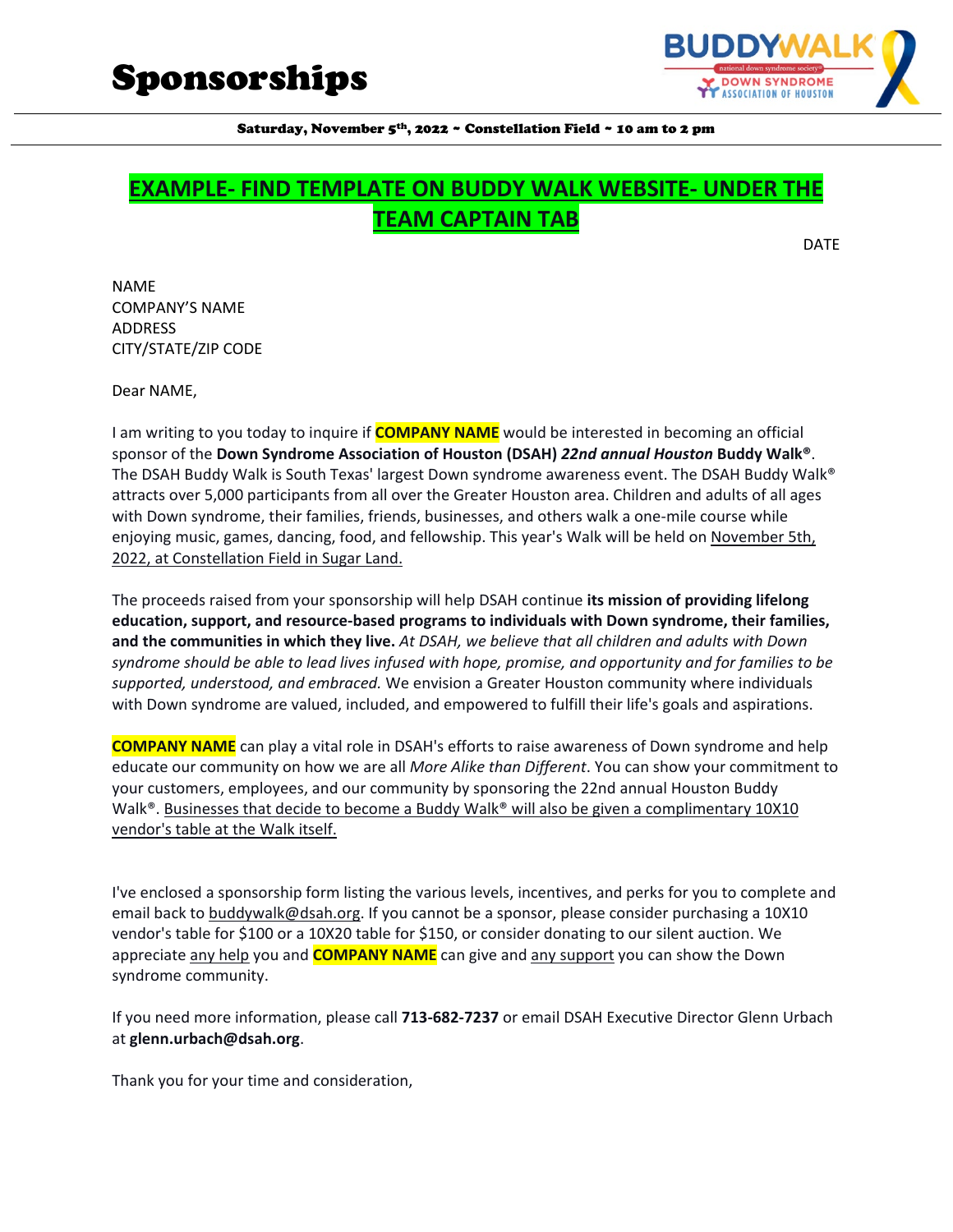# Sponsorships

Saturday, November 5th, 2022 ~ Constellation Field ~ 10 am to 2 pm

## EXAMPLE- FIND TEMPLATE ON BUDDY WALK WEBSITE- UNDER THE TEAM CAPTAIN TAB

DATE

NAME
COMPANY'S NAME
ADDRESS
CITY/STATE/ZIP CODE

Dear NAME,

I am writing to you today to inquire if **COMPANY NAME** would be interested in becoming an official sponsor of the **Down Syndrome Association of Houston (DSAH)** ***22nd annual Houston*** **Buddy Walk®**. The DSAH Buddy Walk is South Texas' largest Down syndrome awareness event. The DSAH Buddy Walk® attracts over 5,000 participants from all over the Greater Houston area. Children and adults of all ages with Down syndrome, their families, friends, businesses, and others walk a one-mile course while enjoying music, games, dancing, food, and fellowship. This year's Walk will be held on November 5th, 2022, at Constellation Field in Sugar Land.

The proceeds raised from your sponsorship will help DSAH continue **its mission of providing lifelong education, support, and resource-based programs to individuals with Down syndrome, their families, and the communities in which they live.** *At DSAH, we believe that all children and adults with Down syndrome should be able to lead lives infused with hope, promise, and opportunity and for families to be supported, understood, and embraced.* We envision a Greater Houston community where individuals with Down syndrome are valued, included, and empowered to fulfill their life's goals and aspirations.

**COMPANY NAME** can play a vital role in DSAH's efforts to raise awareness of Down syndrome and help educate our community on how we are all *More Alike than Different*. You can show your commitment to your customers, employees, and our community by sponsoring the 22nd annual Houston Buddy Walk®. Businesses that decide to become a Buddy Walk® will also be given a complimentary 10X10 vendor's table at the Walk itself.

I've enclosed a sponsorship form listing the various levels, incentives, and perks for you to complete and email back to buddywalk@dsah.org. If you cannot be a sponsor, please consider purchasing a 10X10 vendor's table for $100 or a 10X20 table for $150, or consider donating to our silent auction. We appreciate any help you and **COMPANY NAME** can give and any support you can show the Down syndrome community.

If you need more information, please call **713-682-7237** or email DSAH Executive Director Glenn Urbach at **glenn.urbach@dsah.org**.

Thank you for your time and consideration,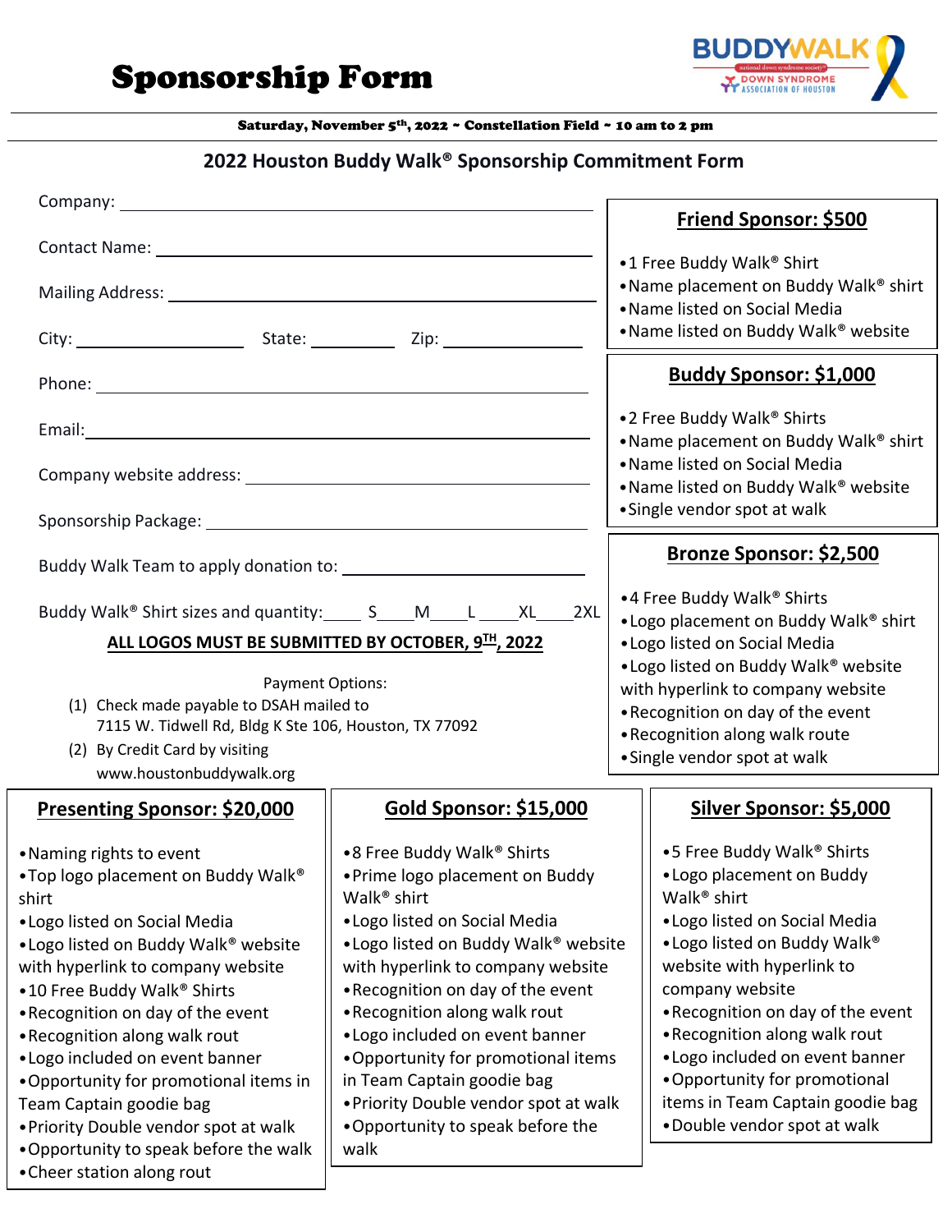# Sponsorship Form

BUDDYWALK national down syndrome society DOWN SYNDROME ASSOCIATION OF HOUSTON

**Saturday, November 5th, 2022 ~ Constellation Field ~ 10 am to 2 pm**

## 2022 Houston Buddy Walk® Sponsorship Commitment Form

Company: ______________________________

Contact Name: ______________________________

Mailing Address: ______________________________

City: ____________ State: ________ Zip: ____________

Phone: ______________________________

Email: ______________________________

Company website address: ______________________________

Sponsorship Package: ______________________________

Buddy Walk Team to apply donation to: ______________________

Buddy Walk® Shirt sizes and quantity:____ S____M____L ____XL____2XL

**ALL LOGOS MUST BE SUBMITTED BY OCTOBER, 9TH, 2022**

Payment Options:

(1) Check made payable to DSAH mailed to 7115 W. Tidwell Rd, Bldg K Ste 106, Houston, TX 77092
(2) By Credit Card by visiting www.houstonbuddywalk.org

### Friend Sponsor: $500

- 1 Free Buddy Walk® Shirt
- Name placement on Buddy Walk® shirt
- Name listed on Social Media
- Name listed on Buddy Walk® website

### Buddy Sponsor: $1,000

- 2 Free Buddy Walk® Shirts
- Name placement on Buddy Walk® shirt
- Name listed on Social Media
- Name listed on Buddy Walk® website
- Single vendor spot at walk

### Bronze Sponsor: $2,500

- 4 Free Buddy Walk® Shirts
- Logo placement on Buddy Walk® shirt
- Logo listed on Social Media
- Logo listed on Buddy Walk® website with hyperlink to company website
- Recognition on day of the event
- Recognition along walk route
- Single vendor spot at walk

### Presenting Sponsor: $20,000

- Naming rights to event
- Top logo placement on Buddy Walk® shirt
- Logo listed on Social Media
- Logo listed on Buddy Walk® website with hyperlink to company website
- 10 Free Buddy Walk® Shirts
- Recognition on day of the event
- Recognition along walk rout
- Logo included on event banner
- Opportunity for promotional items in Team Captain goodie bag
- Priority Double vendor spot at walk
- Opportunity to speak before the walk
- Cheer station along rout

### Gold Sponsor: $15,000

- 8 Free Buddy Walk® Shirts
- Prime logo placement on Buddy Walk® shirt
- Logo listed on Social Media
- Logo listed on Buddy Walk® website with hyperlink to company website
- Recognition on day of the event
- Recognition along walk rout
- Logo included on event banner
- Opportunity for promotional items in Team Captain goodie bag
- Priority Double vendor spot at walk
- Opportunity to speak before the walk

### Silver Sponsor: $5,000

- 5 Free Buddy Walk® Shirts
- Logo placement on Buddy Walk® shirt
- Logo listed on Social Media
- Logo listed on Buddy Walk® website with hyperlink to company website
- Recognition on day of the event
- Recognition along walk rout
- Logo included on event banner
- Opportunity for promotional items in Team Captain goodie bag
- Double vendor spot at walk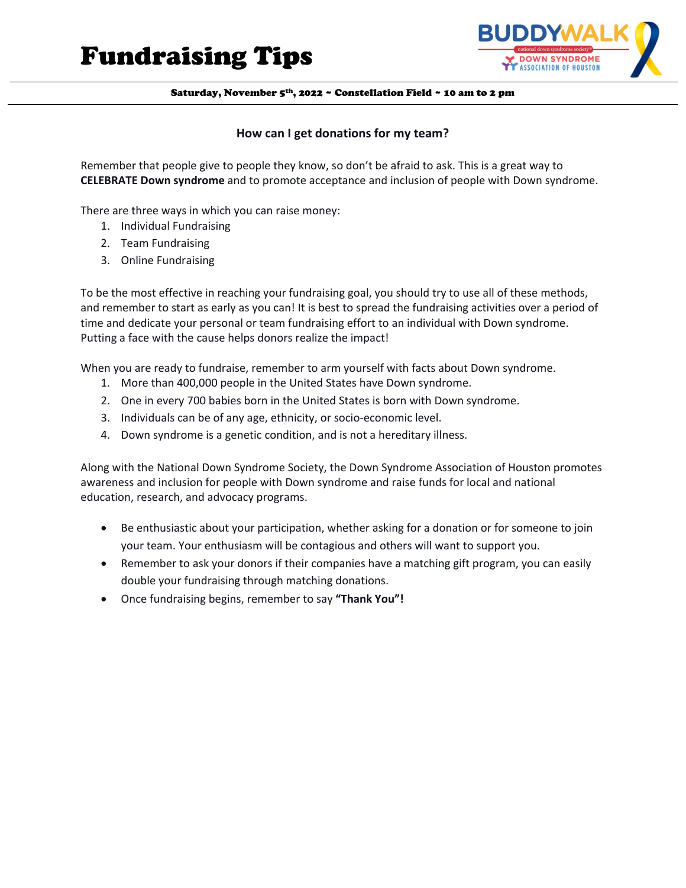# Fundraising Tips

Saturday, November 5th, 2022 ~ Constellation Field ~ 10 am to 2 pm

### How can I get donations for my team?

Remember that people give to people they know, so don't be afraid to ask. This is a great way to **CELEBRATE Down syndrome** and to promote acceptance and inclusion of people with Down syndrome.

There are three ways in which you can raise money:

1. Individual Fundraising
2. Team Fundraising
3. Online Fundraising

To be the most effective in reaching your fundraising goal, you should try to use all of these methods, and remember to start as early as you can! It is best to spread the fundraising activities over a period of time and dedicate your personal or team fundraising effort to an individual with Down syndrome. Putting a face with the cause helps donors realize the impact!

When you are ready to fundraise, remember to arm yourself with facts about Down syndrome.

1. More than 400,000 people in the United States have Down syndrome.
2. One in every 700 babies born in the United States is born with Down syndrome.
3. Individuals can be of any age, ethnicity, or socio-economic level.
4. Down syndrome is a genetic condition, and is not a hereditary illness.

Along with the National Down Syndrome Society, the Down Syndrome Association of Houston promotes awareness and inclusion for people with Down syndrome and raise funds for local and national education, research, and advocacy programs.

- Be enthusiastic about your participation, whether asking for a donation or for someone to join your team. Your enthusiasm will be contagious and others will want to support you.
- Remember to ask your donors if their companies have a matching gift program, you can easily double your fundraising through matching donations.
- Once fundraising begins, remember to say **"Thank You"!**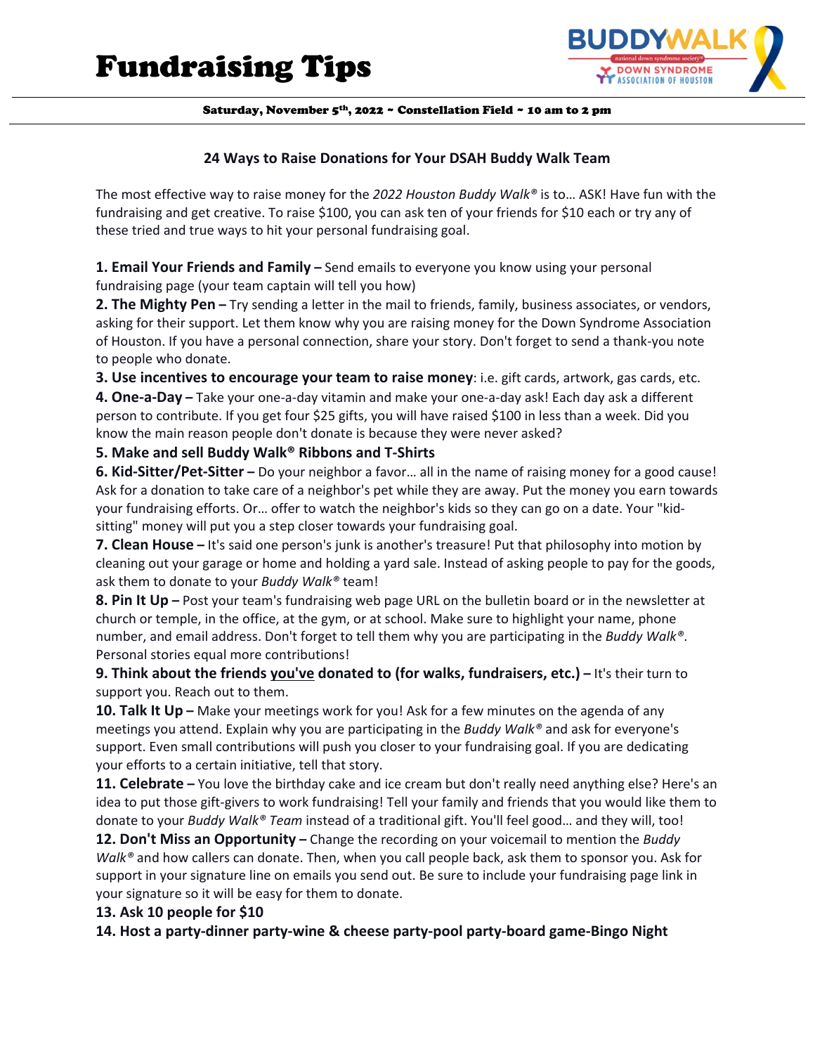# Fundraising Tips

**Saturday, November 5th, 2022 ~ Constellation Field ~ 10 am to 2 pm**

### 24 Ways to Raise Donations for Your DSAH Buddy Walk Team

The most effective way to raise money for the *2022 Houston Buddy Walk®* is to… ASK! Have fun with the fundraising and get creative. To raise $100, you can ask ten of your friends for $10 each or try any of these tried and true ways to hit your personal fundraising goal.

**1. Email Your Friends and Family –** Send emails to everyone you know using your personal fundraising page (your team captain will tell you how)

**2. The Mighty Pen –** Try sending a letter in the mail to friends, family, business associates, or vendors, asking for their support. Let them know why you are raising money for the Down Syndrome Association of Houston. If you have a personal connection, share your story. Don't forget to send a thank-you note to people who donate.

**3. Use incentives to encourage your team to raise money**: i.e. gift cards, artwork, gas cards, etc.

**4. One-a-Day –** Take your one-a-day vitamin and make your one-a-day ask! Each day ask a different person to contribute. If you get four $25 gifts, you will have raised $100 in less than a week. Did you know the main reason people don't donate is because they were never asked?

**5. Make and sell Buddy Walk® Ribbons and T-Shirts**

**6. Kid-Sitter/Pet-Sitter –** Do your neighbor a favor… all in the name of raising money for a good cause! Ask for a donation to take care of a neighbor's pet while they are away. Put the money you earn towards your fundraising efforts. Or… offer to watch the neighbor's kids so they can go on a date. Your "kid-sitting" money will put you a step closer towards your fundraising goal.

**7. Clean House –** It's said one person's junk is another's treasure! Put that philosophy into motion by cleaning out your garage or home and holding a yard sale. Instead of asking people to pay for the goods, ask them to donate to your *Buddy Walk®* team!

**8. Pin It Up –** Post your team's fundraising web page URL on the bulletin board or in the newsletter at church or temple, in the office, at the gym, or at school. Make sure to highlight your name, phone number, and email address. Don't forget to tell them why you are participating in the *Buddy Walk®*. Personal stories equal more contributions!

**9. Think about the friends <u>you've</u> donated to (for walks, fundraisers, etc.) –** It's their turn to support you. Reach out to them.

**10. Talk It Up –** Make your meetings work for you! Ask for a few minutes on the agenda of any meetings you attend. Explain why you are participating in the *Buddy Walk®* and ask for everyone's support. Even small contributions will push you closer to your fundraising goal. If you are dedicating your efforts to a certain initiative, tell that story.

**11. Celebrate –** You love the birthday cake and ice cream but don't really need anything else? Here's an idea to put those gift-givers to work fundraising! Tell your family and friends that you would like them to donate to your *Buddy Walk® Team* instead of a traditional gift. You'll feel good… and they will, too!

**12. Don't Miss an Opportunity –** Change the recording on your voicemail to mention the *Buddy Walk®* and how callers can donate. Then, when you call people back, ask them to sponsor you. Ask for support in your signature line on emails you send out. Be sure to include your fundraising page link in your signature so it will be easy for them to donate.

**13. Ask 10 people for $10**

**14. Host a party-dinner party-wine & cheese party-pool party-board game-Bingo Night**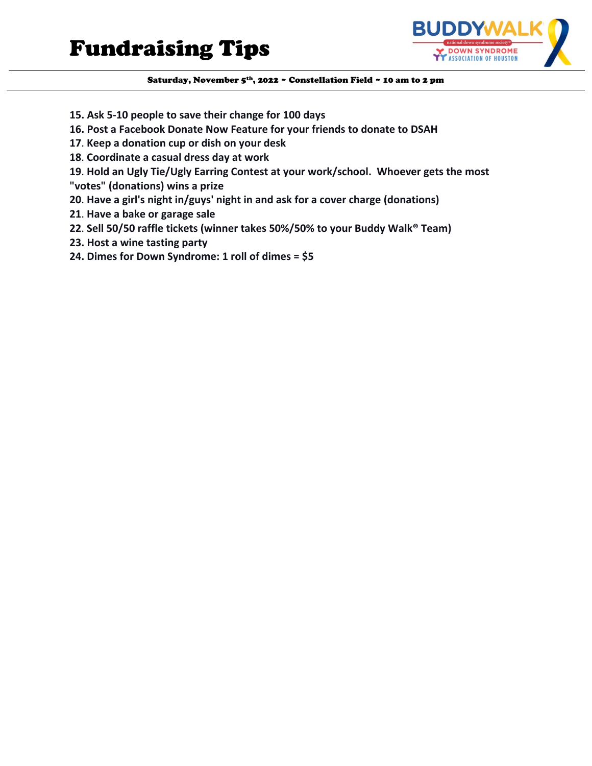# Fundraising Tips

Saturday, November 5th, 2022 ~ Constellation Field ~ 10 am to 2 pm

**15. Ask 5-10 people to save their change for 100 days**

**16. Post a Facebook Donate Now Feature for your friends to donate to DSAH**

**17. Keep a donation cup or dish on your desk**

**18. Coordinate a casual dress day at work**

**19. Hold an Ugly Tie/Ugly Earring Contest at your work/school. Whoever gets the most "votes" (donations) wins a prize**

**20. Have a girl's night in/guys' night in and ask for a cover charge (donations)**

**21. Have a bake or garage sale**

**22. Sell 50/50 raffle tickets (winner takes 50%/50% to your Buddy Walk® Team)**

**23. Host a wine tasting party**

**24. Dimes for Down Syndrome: 1 roll of dimes = $5**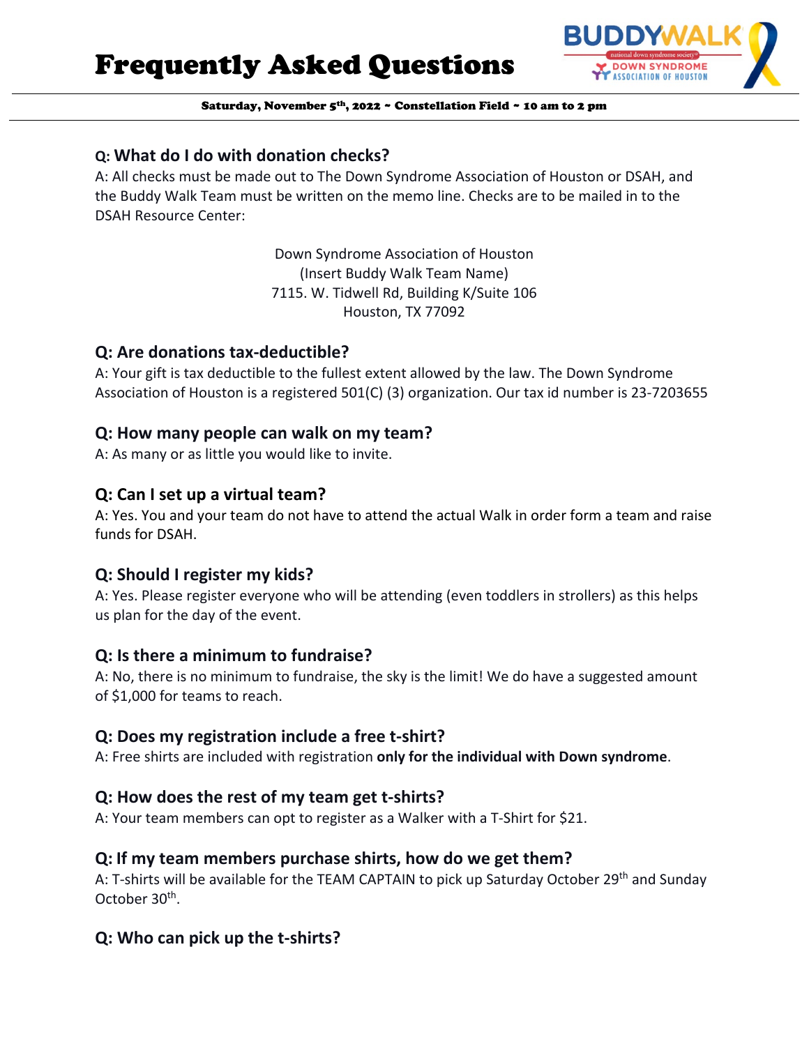# Frequently Asked Questions

Saturday, November 5th, 2022 ~ Constellation Field ~ 10 am to 2 pm

### Q: What do I do with donation checks?

A: All checks must be made out to The Down Syndrome Association of Houston or DSAH, and the Buddy Walk Team must be written on the memo line. Checks are to be mailed in to the DSAH Resource Center:

Down Syndrome Association of Houston
(Insert Buddy Walk Team Name)
7115. W. Tidwell Rd, Building K/Suite 106
Houston, TX 77092

### Q: Are donations tax-deductible?

A: Your gift is tax deductible to the fullest extent allowed by the law. The Down Syndrome Association of Houston is a registered 501(C) (3) organization. Our tax id number is 23-7203655

### Q: How many people can walk on my team?

A: As many or as little you would like to invite.

### Q: Can I set up a virtual team?

A: Yes. You and your team do not have to attend the actual Walk in order form a team and raise funds for DSAH.

### Q: Should I register my kids?

A: Yes. Please register everyone who will be attending (even toddlers in strollers) as this helps us plan for the day of the event.

### Q: Is there a minimum to fundraise?

A: No, there is no minimum to fundraise, the sky is the limit! We do have a suggested amount of $1,000 for teams to reach.

### Q: Does my registration include a free t-shirt?

A: Free shirts are included with registration **only for the individual with Down syndrome**.

### Q: How does the rest of my team get t-shirts?

A: Your team members can opt to register as a Walker with a T-Shirt for $21.

### Q: If my team members purchase shirts, how do we get them?

A: T-shirts will be available for the TEAM CAPTAIN to pick up Saturday October 29th and Sunday October 30th.

### Q: Who can pick up the t-shirts?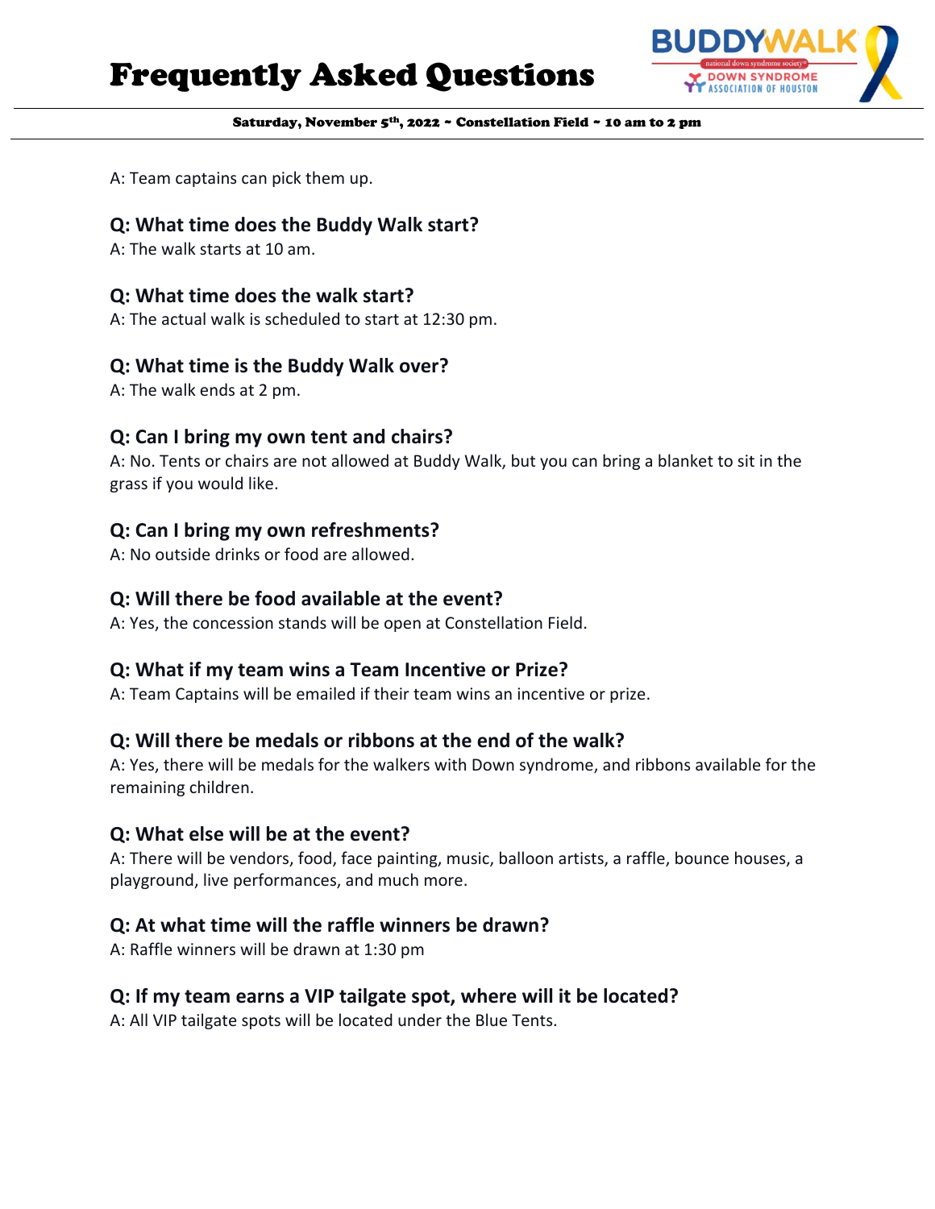A: Team captains can pick them up.

### Q: What time does the Buddy Walk start?

A: The walk starts at 10 am.

### Q: What time does the walk start?

A: The actual walk is scheduled to start at 12:30 pm.

### Q: What time is the Buddy Walk over?

A: The walk ends at 2 pm.

### Q: Can I bring my own tent and chairs?

A: No. Tents or chairs are not allowed at Buddy Walk, but you can bring a blanket to sit in the grass if you would like.

### Q: Can I bring my own refreshments?

A: No outside drinks or food are allowed.

### Q: Will there be food available at the event?

A: Yes, the concession stands will be open at Constellation Field.

### Q: What if my team wins a Team Incentive or Prize?

A: Team Captains will be emailed if their team wins an incentive or prize.

### Q: Will there be medals or ribbons at the end of the walk?

A: Yes, there will be medals for the walkers with Down syndrome, and ribbons available for the remaining children.

### Q: What else will be at the event?

A: There will be vendors, food, face painting, music, balloon artists, a raffle, bounce houses, a playground, live performances, and much more.

### Q: At what time will the raffle winners be drawn?

A: Raffle winners will be drawn at 1:30 pm

### Q: If my team earns a VIP tailgate spot, where will it be located?

A: All VIP tailgate spots will be located under the Blue Tents.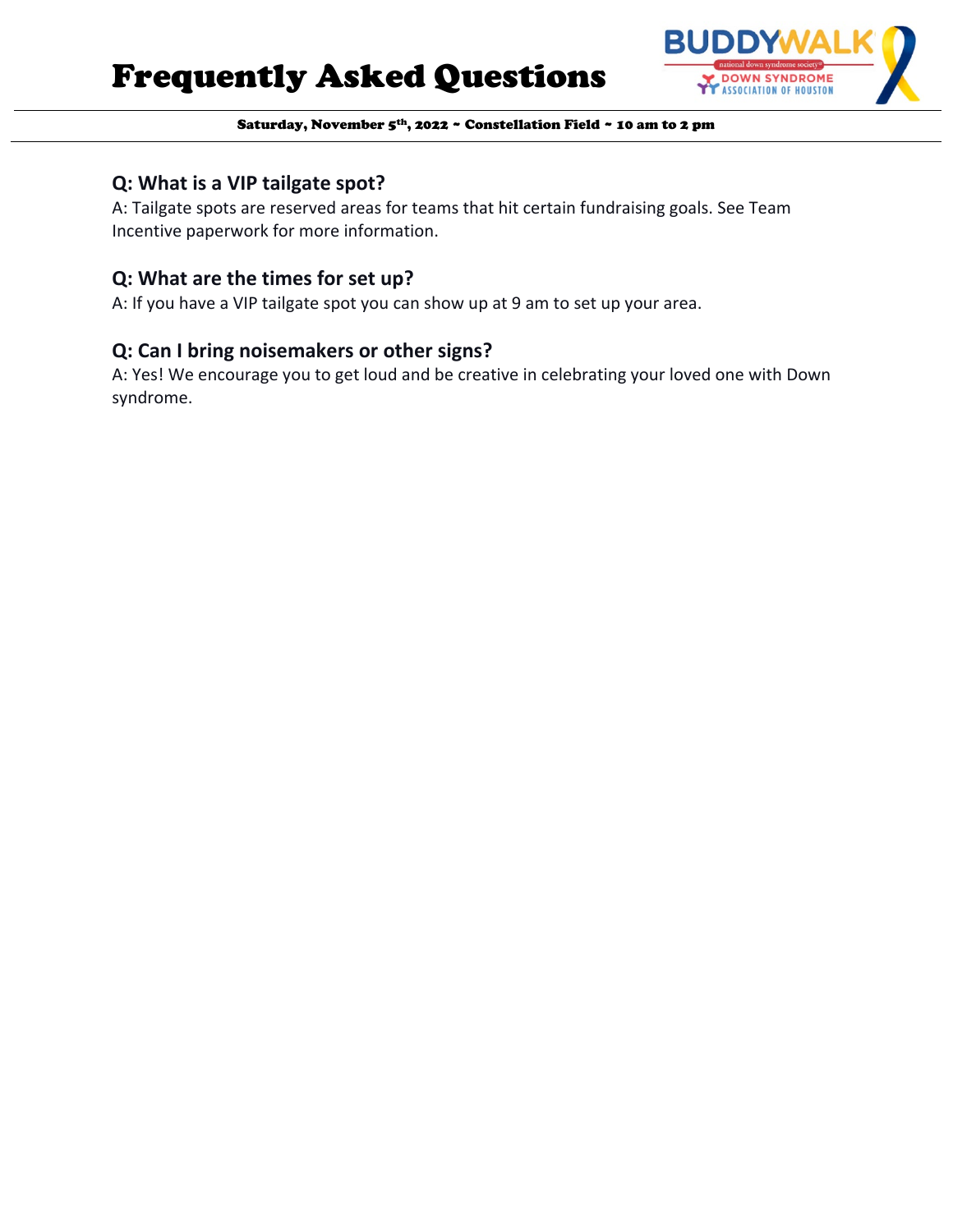# Frequently Asked Questions

Saturday, November 5th, 2022 ~ Constellation Field ~ 10 am to 2 pm

### Q: What is a VIP tailgate spot?

A: Tailgate spots are reserved areas for teams that hit certain fundraising goals. See Team Incentive paperwork for more information.

### Q: What are the times for set up?

A: If you have a VIP tailgate spot you can show up at 9 am to set up your area.

### Q: Can I bring noisemakers or other signs?

A: Yes! We encourage you to get loud and be creative in celebrating your loved one with Down syndrome.